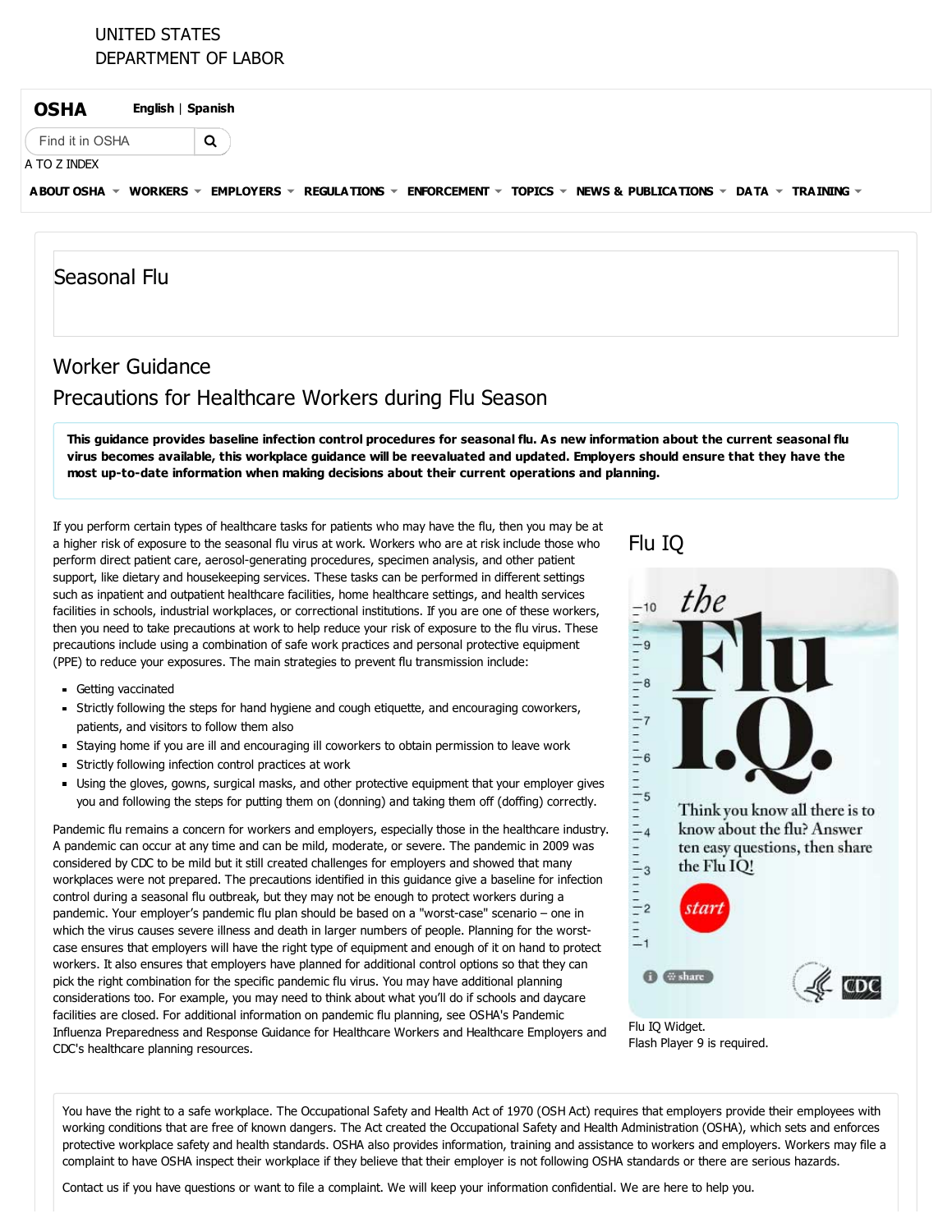UNITED STATES
DEPARTMENT OF LABOR

**OSHA** **English** | **Spanish**

Find it in OSHA

A TO Z INDEX

**ABOUT OSHA** **WORKERS** **EMPLOYERS** **REGULATIONS** **ENFORCEMENT** **TOPICS** **NEWS & PUBLICATIONS** **DATA** **TRAINING**

# Seasonal Flu

## Worker Guidance

## Precautions for Healthcare Workers during Flu Season

**This guidance provides baseline infection control procedures for seasonal flu. As new information about the current seasonal flu virus becomes available, this workplace guidance will be reevaluated and updated. Employers should ensure that they have the most up-to-date information when making decisions about their current operations and planning.**

If you perform certain types of healthcare tasks for patients who may have the flu, then you may be at a higher risk of exposure to the seasonal flu virus at work. Workers who are at risk include those who perform direct patient care, aerosol-generating procedures, specimen analysis, and other patient support, like dietary and housekeeping services. These tasks can be performed in different settings such as inpatient and outpatient healthcare facilities, home healthcare settings, and health services facilities in schools, industrial workplaces, or correctional institutions. If you are one of these workers, then you need to take precautions at work to help reduce your risk of exposure to the flu virus. These precautions include using a combination of safe work practices and personal protective equipment (PPE) to reduce your exposures. The main strategies to prevent flu transmission include:

- Getting vaccinated
- Strictly following the steps for hand hygiene and cough etiquette, and encouraging coworkers, patients, and visitors to follow them also
- Staying home if you are ill and encouraging ill coworkers to obtain permission to leave work
- Strictly following infection control practices at work
- Using the gloves, gowns, surgical masks, and other protective equipment that your employer gives you and following the steps for putting them on (donning) and taking them off (doffing) correctly.

Pandemic flu remains a concern for workers and employers, especially those in the healthcare industry. A pandemic can occur at any time and can be mild, moderate, or severe. The pandemic in 2009 was considered by CDC to be mild but it still created challenges for employers and showed that many workplaces were not prepared. The precautions identified in this guidance give a baseline for infection control during a seasonal flu outbreak, but they may not be enough to protect workers during a pandemic. Your employer's pandemic flu plan should be based on a "worst-case" scenario – one in which the virus causes severe illness and death in larger numbers of people. Planning for the worst-case ensures that employers will have the right type of equipment and enough of it on hand to protect workers. It also ensures that employers have planned for additional control options so that they can pick the right combination for the specific pandemic flu virus. You may have additional planning considerations too. For example, you may need to think about what you'll do if schools and daycare facilities are closed. For additional information on pandemic flu planning, see OSHA's Pandemic Influenza Preparedness and Response Guidance for Healthcare Workers and Healthcare Employers and CDC's healthcare planning resources.

### Flu IQ

the Flu I.Q.

Think you know all there is to know about the flu? Answer ten easy questions, then share the Flu IQ!

start

Flu IQ Widget.
Flash Player 9 is required.

You have the right to a safe workplace. The Occupational Safety and Health Act of 1970 (OSH Act) requires that employers provide their employees with working conditions that are free of known dangers. The Act created the Occupational Safety and Health Administration (OSHA), which sets and enforces protective workplace safety and health standards. OSHA also provides information, training and assistance to workers and employers. Workers may file a complaint to have OSHA inspect their workplace if they believe that their employer is not following OSHA standards or there are serious hazards.

Contact us if you have questions or want to file a complaint. We will keep your information confidential. We are here to help you.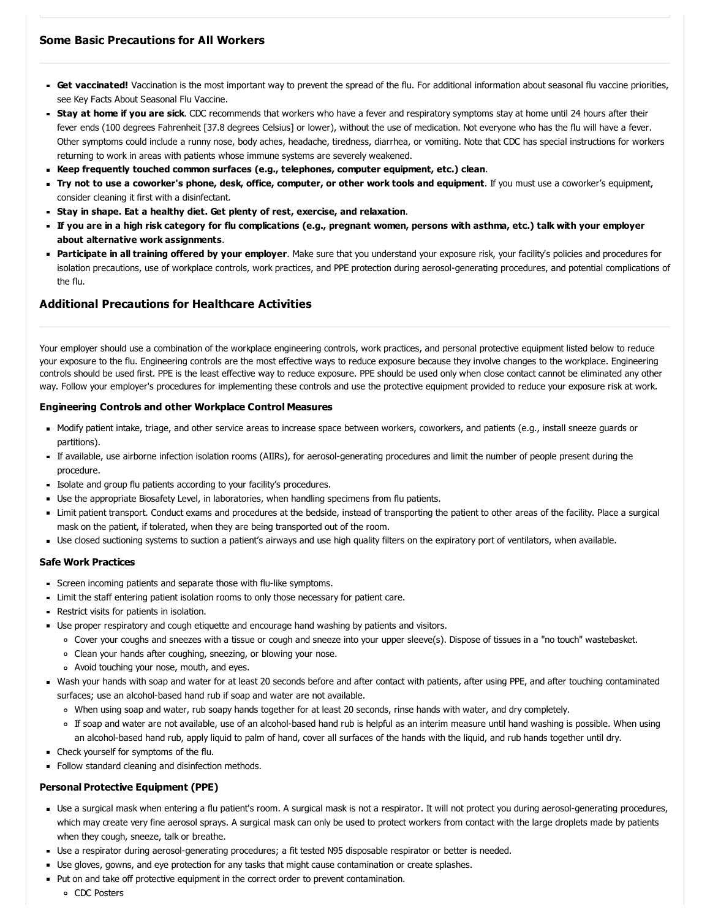## Some Basic Precautions for All Workers

- **Get vaccinated!** Vaccination is the most important way to prevent the spread of the flu. For additional information about seasonal flu vaccine priorities, see Key Facts About Seasonal Flu Vaccine.
- **Stay at home if you are sick**. CDC recommends that workers who have a fever and respiratory symptoms stay at home until 24 hours after their fever ends (100 degrees Fahrenheit [37.8 degrees Celsius] or lower), without the use of medication. Not everyone who has the flu will have a fever. Other symptoms could include a runny nose, body aches, headache, tiredness, diarrhea, or vomiting. Note that CDC has special instructions for workers returning to work in areas with patients whose immune systems are severely weakened.
- **Keep frequently touched common surfaces (e.g., telephones, computer equipment, etc.) clean**.
- **Try not to use a coworker's phone, desk, office, computer, or other work tools and equipment**. If you must use a coworker's equipment, consider cleaning it first with a disinfectant.
- **Stay in shape. Eat a healthy diet. Get plenty of rest, exercise, and relaxation**.
- **If you are in a high risk category for flu complications (e.g., pregnant women, persons with asthma, etc.) talk with your employer about alternative work assignments**.
- **Participate in all training offered by your employer**. Make sure that you understand your exposure risk, your facility's policies and procedures for isolation precautions, use of workplace controls, work practices, and PPE protection during aerosol-generating procedures, and potential complications of the flu.

## Additional Precautions for Healthcare Activities

Your employer should use a combination of the workplace engineering controls, work practices, and personal protective equipment listed below to reduce your exposure to the flu. Engineering controls are the most effective ways to reduce exposure because they involve changes to the workplace. Engineering controls should be used first. PPE is the least effective way to reduce exposure. PPE should be used only when close contact cannot be eliminated any other way. Follow your employer's procedures for implementing these controls and use the protective equipment provided to reduce your exposure risk at work.

### Engineering Controls and other Workplace Control Measures

- Modify patient intake, triage, and other service areas to increase space between workers, coworkers, and patients (e.g., install sneeze guards or partitions).
- If available, use airborne infection isolation rooms (AIIRs), for aerosol-generating procedures and limit the number of people present during the procedure.
- Isolate and group flu patients according to your facility's procedures.
- Use the appropriate Biosafety Level, in laboratories, when handling specimens from flu patients.
- Limit patient transport. Conduct exams and procedures at the bedside, instead of transporting the patient to other areas of the facility. Place a surgical mask on the patient, if tolerated, when they are being transported out of the room.
- Use closed suctioning systems to suction a patient's airways and use high quality filters on the expiratory port of ventilators, when available.

### Safe Work Practices

- Screen incoming patients and separate those with flu-like symptoms.
- Limit the staff entering patient isolation rooms to only those necessary for patient care.
- Restrict visits for patients in isolation.
- Use proper respiratory and cough etiquette and encourage hand washing by patients and visitors.
  - Cover your coughs and sneezes with a tissue or cough and sneeze into your upper sleeve(s). Dispose of tissues in a "no touch" wastebasket.
  - Clean your hands after coughing, sneezing, or blowing your nose.
  - Avoid touching your nose, mouth, and eyes.
- Wash your hands with soap and water for at least 20 seconds before and after contact with patients, after using PPE, and after touching contaminated surfaces; use an alcohol-based hand rub if soap and water are not available.
  - When using soap and water, rub soapy hands together for at least 20 seconds, rinse hands with water, and dry completely.
  - If soap and water are not available, use of an alcohol-based hand rub is helpful as an interim measure until hand washing is possible. When using an alcohol-based hand rub, apply liquid to palm of hand, cover all surfaces of the hands with the liquid, and rub hands together until dry.
- Check yourself for symptoms of the flu.
- Follow standard cleaning and disinfection methods.

### Personal Protective Equipment (PPE)

- Use a surgical mask when entering a flu patient's room. A surgical mask is not a respirator. It will not protect you during aerosol-generating procedures, which may create very fine aerosol sprays. A surgical mask can only be used to protect workers from contact with the large droplets made by patients when they cough, sneeze, talk or breathe.
- Use a respirator during aerosol-generating procedures; a fit tested N95 disposable respirator or better is needed.
- Use gloves, gowns, and eye protection for any tasks that might cause contamination or create splashes.
- Put on and take off protective equipment in the correct order to prevent contamination.
  - CDC Posters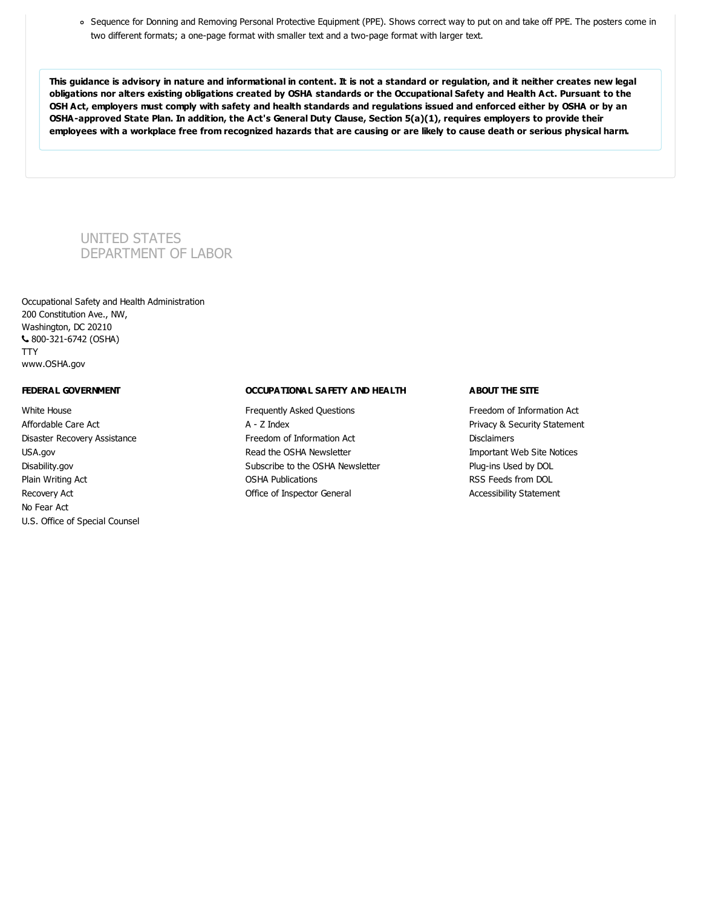- Sequence for Donning and Removing Personal Protective Equipment (PPE). Shows correct way to put on and take off PPE. The posters come in two different formats; a one-page format with smaller text and a two-page format with larger text.

**This guidance is advisory in nature and informational in content. It is not a standard or regulation, and it neither creates new legal obligations nor alters existing obligations created by OSHA standards or the Occupational Safety and Health Act. Pursuant to the OSH Act, employers must comply with safety and health standards and regulations issued and enforced either by OSHA or by an OSHA-approved State Plan. In addition, the Act's General Duty Clause, Section 5(a)(1), requires employers to provide their employees with a workplace free from recognized hazards that are causing or are likely to cause death or serious physical harm.**

UNITED STATES
DEPARTMENT OF LABOR

Occupational Safety and Health Administration
200 Constitution Ave., NW,
Washington, DC 20210
800-321-6742 (OSHA)
TTY
www.OSHA.gov

**FEDERAL GOVERNMENT**

White House
Affordable Care Act
Disaster Recovery Assistance
USA.gov
Disability.gov
Plain Writing Act
Recovery Act
No Fear Act
U.S. Office of Special Counsel

**OCCUPATIONAL SAFETY AND HEALTH**

Frequently Asked Questions
A - Z Index
Freedom of Information Act
Read the OSHA Newsletter
Subscribe to the OSHA Newsletter
OSHA Publications
Office of Inspector General

**ABOUT THE SITE**

Freedom of Information Act
Privacy & Security Statement
Disclaimers
Important Web Site Notices
Plug-ins Used by DOL
RSS Feeds from DOL
Accessibility Statement